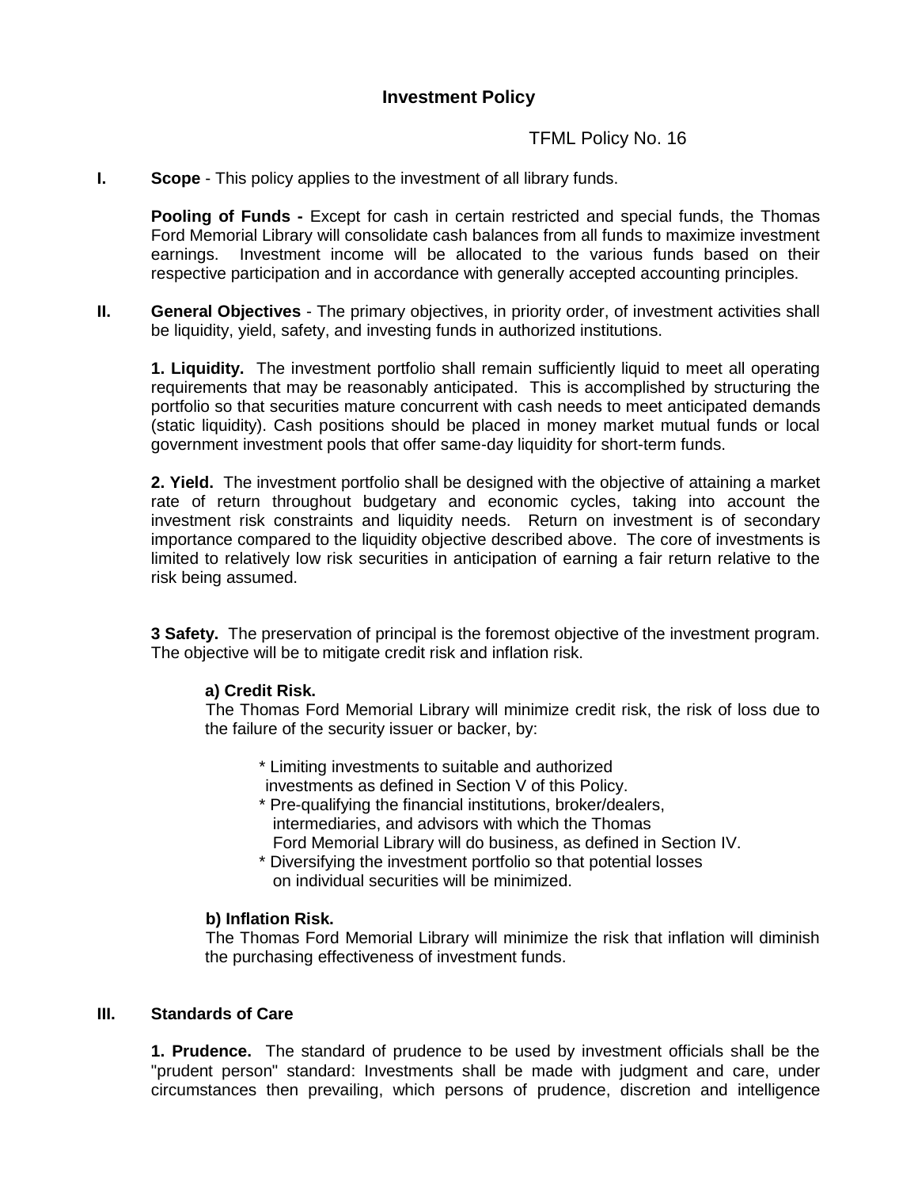# Investment Policy

TFML Policy No. 16

**I. Scope** - This policy applies to the investment of all library funds.

**Pooling of Funds -** Except for cash in certain restricted and special funds, the Thomas Ford Memorial Library will consolidate cash balances from all funds to maximize investment earnings. Investment income will be allocated to the various funds based on their respective participation and in accordance with generally accepted accounting principles.

**II. General Objectives** - The primary objectives, in priority order, of investment activities shall be liquidity, yield, safety, and investing funds in authorized institutions.

**1. Liquidity.** The investment portfolio shall remain sufficiently liquid to meet all operating requirements that may be reasonably anticipated. This is accomplished by structuring the portfolio so that securities mature concurrent with cash needs to meet anticipated demands (static liquidity). Cash positions should be placed in money market mutual funds or local government investment pools that offer same-day liquidity for short-term funds.

**2. Yield.** The investment portfolio shall be designed with the objective of attaining a market rate of return throughout budgetary and economic cycles, taking into account the investment risk constraints and liquidity needs. Return on investment is of secondary importance compared to the liquidity objective described above. The core of investments is limited to relatively low risk securities in anticipation of earning a fair return relative to the risk being assumed.

**3 Safety.** The preservation of principal is the foremost objective of the investment program. The objective will be to mitigate credit risk and inflation risk.

**a) Credit Risk.**
The Thomas Ford Memorial Library will minimize credit risk, the risk of loss due to the failure of the security issuer or backer, by:

* Limiting investments to suitable and authorized investments as defined in Section V of this Policy.
* Pre-qualifying the financial institutions, broker/dealers, intermediaries, and advisors with which the Thomas Ford Memorial Library will do business, as defined in Section IV.
* Diversifying the investment portfolio so that potential losses on individual securities will be minimized.

**b) Inflation Risk.**
The Thomas Ford Memorial Library will minimize the risk that inflation will diminish the purchasing effectiveness of investment funds.

**III. Standards of Care**

**1. Prudence.** The standard of prudence to be used by investment officials shall be the "prudent person" standard: Investments shall be made with judgment and care, under circumstances then prevailing, which persons of prudence, discretion and intelligence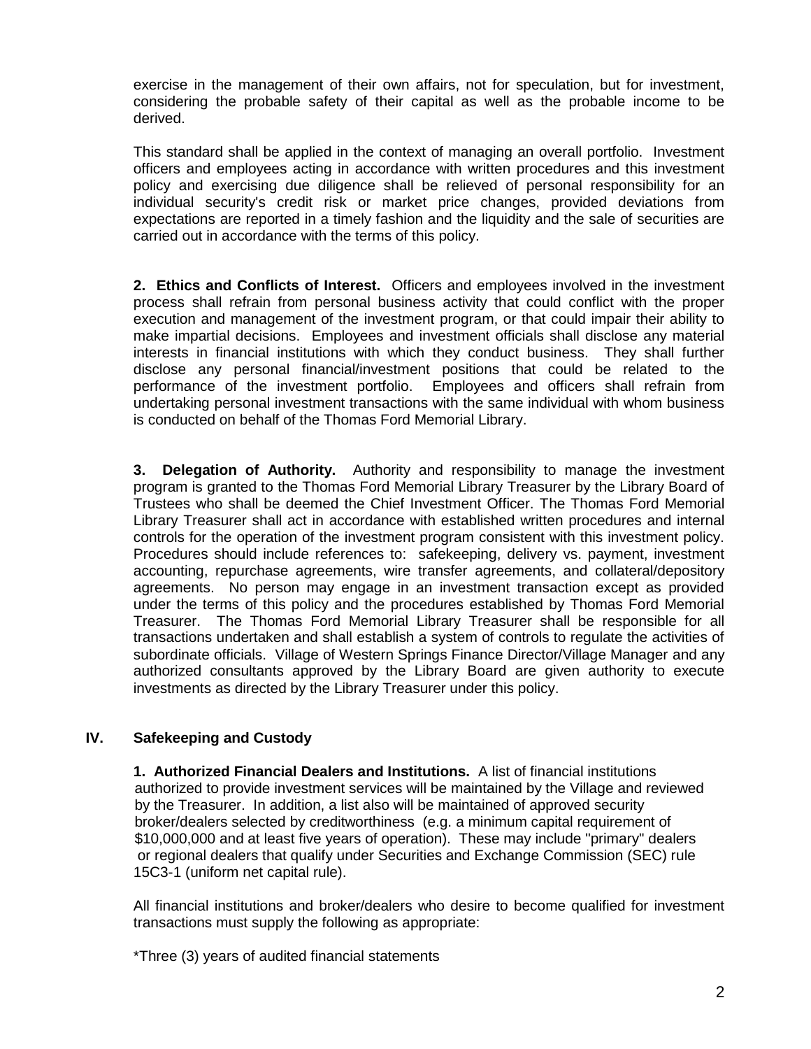exercise in the management of their own affairs, not for speculation, but for investment, considering the probable safety of their capital as well as the probable income to be derived.

This standard shall be applied in the context of managing an overall portfolio. Investment officers and employees acting in accordance with written procedures and this investment policy and exercising due diligence shall be relieved of personal responsibility for an individual security's credit risk or market price changes, provided deviations from expectations are reported in a timely fashion and the liquidity and the sale of securities are carried out in accordance with the terms of this policy.

**2. Ethics and Conflicts of Interest.** Officers and employees involved in the investment process shall refrain from personal business activity that could conflict with the proper execution and management of the investment program, or that could impair their ability to make impartial decisions. Employees and investment officials shall disclose any material interests in financial institutions with which they conduct business. They shall further disclose any personal financial/investment positions that could be related to the performance of the investment portfolio. Employees and officers shall refrain from undertaking personal investment transactions with the same individual with whom business is conducted on behalf of the Thomas Ford Memorial Library.

**3. Delegation of Authority.** Authority and responsibility to manage the investment program is granted to the Thomas Ford Memorial Library Treasurer by the Library Board of Trustees who shall be deemed the Chief Investment Officer. The Thomas Ford Memorial Library Treasurer shall act in accordance with established written procedures and internal controls for the operation of the investment program consistent with this investment policy. Procedures should include references to: safekeeping, delivery vs. payment, investment accounting, repurchase agreements, wire transfer agreements, and collateral/depository agreements. No person may engage in an investment transaction except as provided under the terms of this policy and the procedures established by Thomas Ford Memorial Treasurer. The Thomas Ford Memorial Library Treasurer shall be responsible for all transactions undertaken and shall establish a system of controls to regulate the activities of subordinate officials. Village of Western Springs Finance Director/Village Manager and any authorized consultants approved by the Library Board are given authority to execute investments as directed by the Library Treasurer under this policy.

## IV. Safekeeping and Custody

**1. Authorized Financial Dealers and Institutions.** A list of financial institutions authorized to provide investment services will be maintained by the Village and reviewed by the Treasurer. In addition, a list also will be maintained of approved security broker/dealers selected by creditworthiness (e.g. a minimum capital requirement of $10,000,000 and at least five years of operation). These may include "primary" dealers or regional dealers that qualify under Securities and Exchange Commission (SEC) rule 15C3-1 (uniform net capital rule).

All financial institutions and broker/dealers who desire to become qualified for investment transactions must supply the following as appropriate:

*Three (3) years of audited financial statements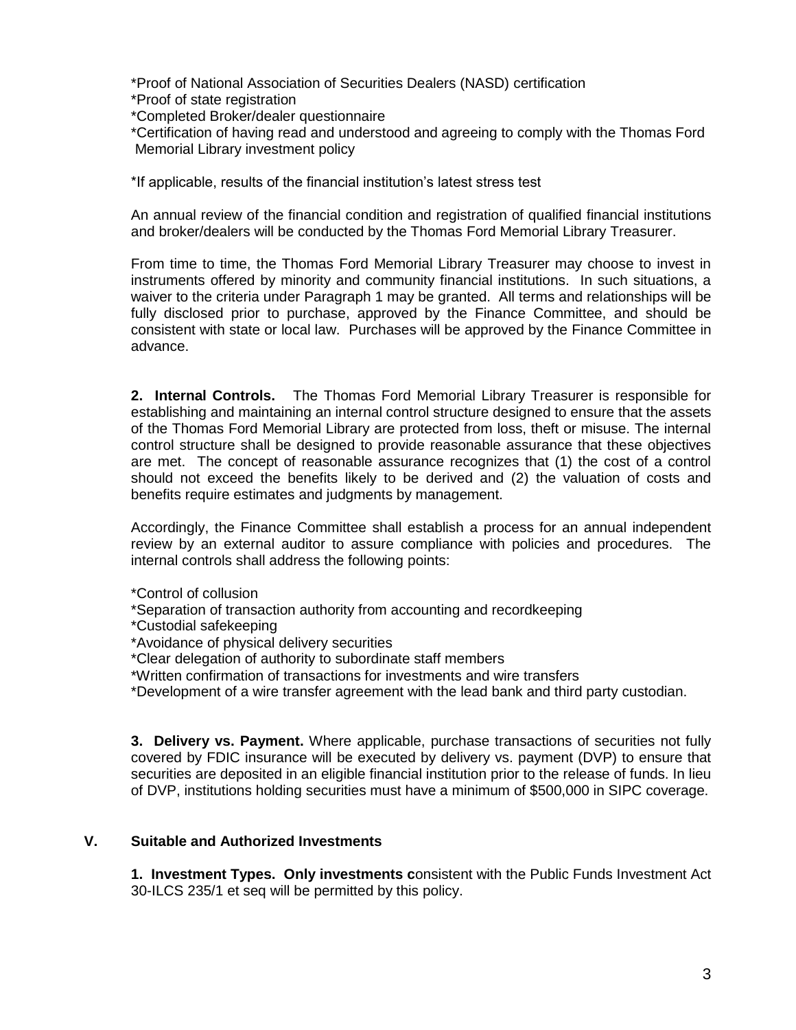*Proof of National Association of Securities Dealers (NASD) certification
*Proof of state registration
*Completed Broker/dealer questionnaire
*Certification of having read and understood and agreeing to comply with the Thomas Ford Memorial Library investment policy

*If applicable, results of the financial institution's latest stress test

An annual review of the financial condition and registration of qualified financial institutions and broker/dealers will be conducted by the Thomas Ford Memorial Library Treasurer.

From time to time, the Thomas Ford Memorial Library Treasurer may choose to invest in instruments offered by minority and community financial institutions. In such situations, a waiver to the criteria under Paragraph 1 may be granted. All terms and relationships will be fully disclosed prior to purchase, approved by the Finance Committee, and should be consistent with state or local law. Purchases will be approved by the Finance Committee in advance.

**2. Internal Controls.** The Thomas Ford Memorial Library Treasurer is responsible for establishing and maintaining an internal control structure designed to ensure that the assets of the Thomas Ford Memorial Library are protected from loss, theft or misuse. The internal control structure shall be designed to provide reasonable assurance that these objectives are met. The concept of reasonable assurance recognizes that (1) the cost of a control should not exceed the benefits likely to be derived and (2) the valuation of costs and benefits require estimates and judgments by management.

Accordingly, the Finance Committee shall establish a process for an annual independent review by an external auditor to assure compliance with policies and procedures. The internal controls shall address the following points:

*Control of collusion
*Separation of transaction authority from accounting and recordkeeping
*Custodial safekeeping
*Avoidance of physical delivery securities
*Clear delegation of authority to subordinate staff members
*Written confirmation of transactions for investments and wire transfers
*Development of a wire transfer agreement with the lead bank and third party custodian.

**3. Delivery vs. Payment.** Where applicable, purchase transactions of securities not fully covered by FDIC insurance will be executed by delivery vs. payment (DVP) to ensure that securities are deposited in an eligible financial institution prior to the release of funds. In lieu of DVP, institutions holding securities must have a minimum of $500,000 in SIPC coverage.

## V. Suitable and Authorized Investments

**1. Investment Types. Only investments c**onsistent with the Public Funds Investment Act 30-ILCS 235/1 et seq will be permitted by this policy.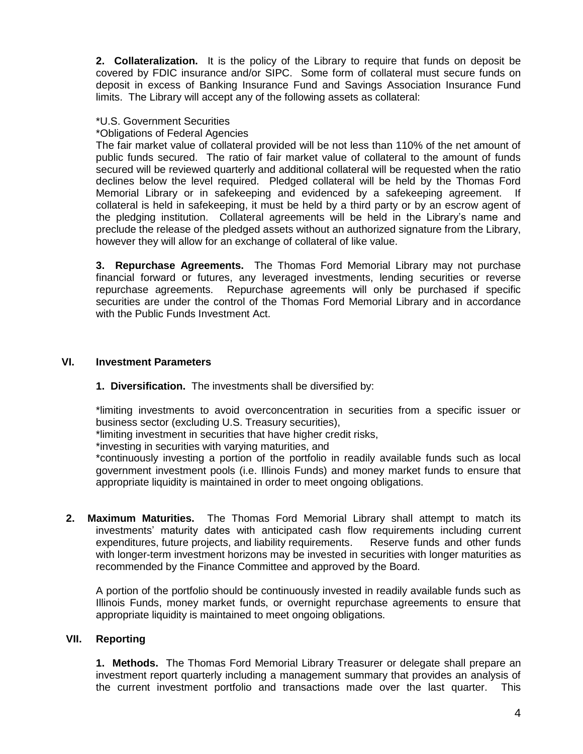**2. Collateralization.** It is the policy of the Library to require that funds on deposit be covered by FDIC insurance and/or SIPC. Some form of collateral must secure funds on deposit in excess of Banking Insurance Fund and Savings Association Insurance Fund limits. The Library will accept any of the following assets as collateral:

*U.S. Government Securities
*Obligations of Federal Agencies
The fair market value of collateral provided will be not less than 110% of the net amount of public funds secured. The ratio of fair market value of collateral to the amount of funds secured will be reviewed quarterly and additional collateral will be requested when the ratio declines below the level required. Pledged collateral will be held by the Thomas Ford Memorial Library or in safekeeping and evidenced by a safekeeping agreement. If collateral is held in safekeeping, it must be held by a third party or by an escrow agent of the pledging institution. Collateral agreements will be held in the Library's name and preclude the release of the pledged assets without an authorized signature from the Library, however they will allow for an exchange of collateral of like value.

**3. Repurchase Agreements.** The Thomas Ford Memorial Library may not purchase financial forward or futures, any leveraged investments, lending securities or reverse repurchase agreements. Repurchase agreements will only be purchased if specific securities are under the control of the Thomas Ford Memorial Library and in accordance with the Public Funds Investment Act.

## VI. Investment Parameters

**1. Diversification.** The investments shall be diversified by:

*limiting investments to avoid overconcentration in securities from a specific issuer or business sector (excluding U.S. Treasury securities),
*limiting investment in securities that have higher credit risks,
*investing in securities with varying maturities, and
*continuously investing a portion of the portfolio in readily available funds such as local government investment pools (i.e. Illinois Funds) and money market funds to ensure that appropriate liquidity is maintained in order to meet ongoing obligations.

**2. Maximum Maturities.** The Thomas Ford Memorial Library shall attempt to match its investments' maturity dates with anticipated cash flow requirements including current expenditures, future projects, and liability requirements. Reserve funds and other funds with longer-term investment horizons may be invested in securities with longer maturities as recommended by the Finance Committee and approved by the Board.

A portion of the portfolio should be continuously invested in readily available funds such as Illinois Funds, money market funds, or overnight repurchase agreements to ensure that appropriate liquidity is maintained to meet ongoing obligations.

## VII. Reporting

**1. Methods.** The Thomas Ford Memorial Library Treasurer or delegate shall prepare an investment report quarterly including a management summary that provides an analysis of the current investment portfolio and transactions made over the last quarter. This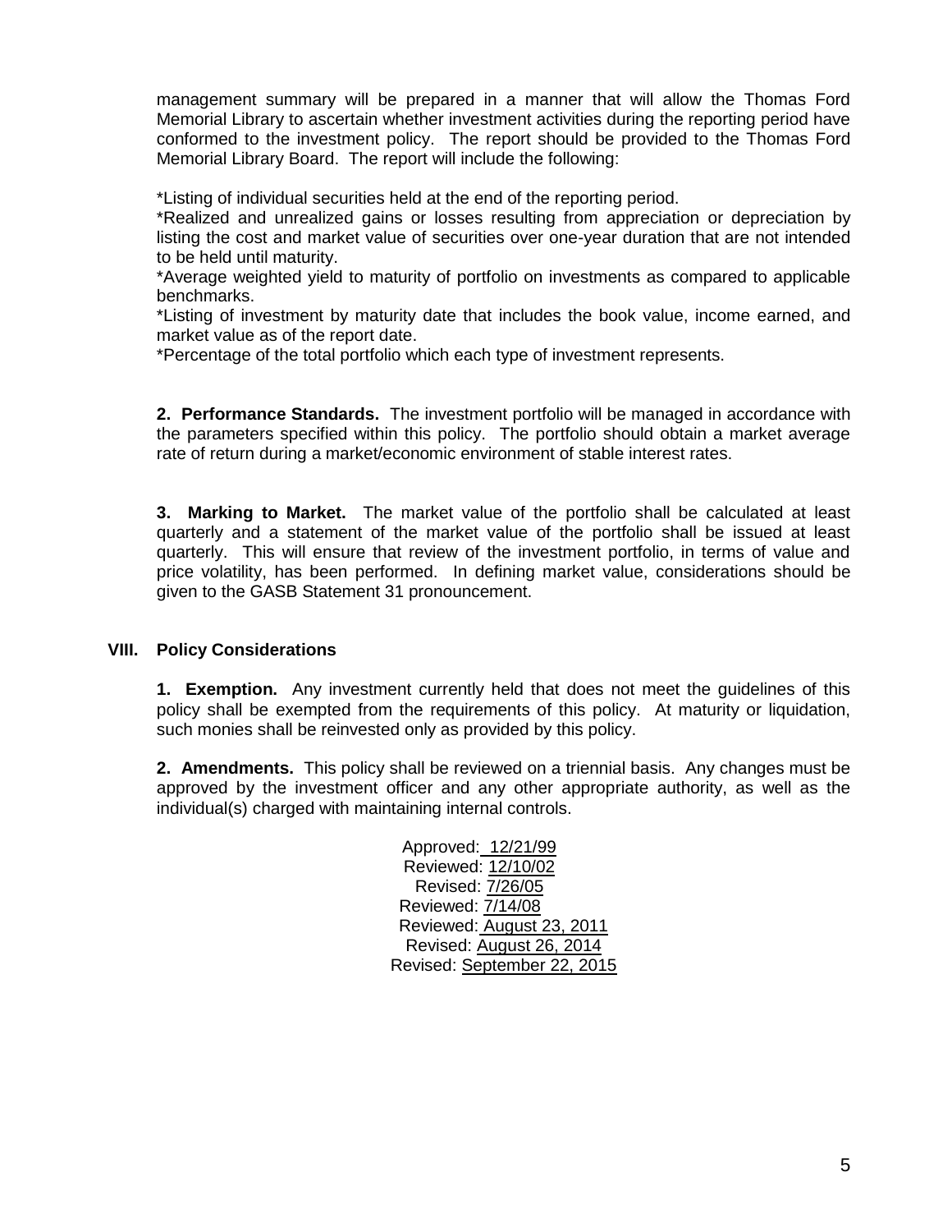management summary will be prepared in a manner that will allow the Thomas Ford Memorial Library to ascertain whether investment activities during the reporting period have conformed to the investment policy. The report should be provided to the Thomas Ford Memorial Library Board. The report will include the following:

*Listing of individual securities held at the end of the reporting period.
*Realized and unrealized gains or losses resulting from appreciation or depreciation by listing the cost and market value of securities over one-year duration that are not intended to be held until maturity.
*Average weighted yield to maturity of portfolio on investments as compared to applicable benchmarks.
*Listing of investment by maturity date that includes the book value, income earned, and market value as of the report date.
*Percentage of the total portfolio which each type of investment represents.

**2. Performance Standards.** The investment portfolio will be managed in accordance with the parameters specified within this policy. The portfolio should obtain a market average rate of return during a market/economic environment of stable interest rates.

**3. Marking to Market.** The market value of the portfolio shall be calculated at least quarterly and a statement of the market value of the portfolio shall be issued at least quarterly. This will ensure that review of the investment portfolio, in terms of value and price volatility, has been performed. In defining market value, considerations should be given to the GASB Statement 31 pronouncement.

## VIII. Policy Considerations

**1. Exemption.** Any investment currently held that does not meet the guidelines of this policy shall be exempted from the requirements of this policy. At maturity or liquidation, such monies shall be reinvested only as provided by this policy.

**2. Amendments.** This policy shall be reviewed on a triennial basis. Any changes must be approved by the investment officer and any other appropriate authority, as well as the individual(s) charged with maintaining internal controls.

Approved: 12/21/99
Reviewed: 12/10/02
Revised: 7/26/05
Reviewed: 7/14/08
Reviewed: August 23, 2011
Revised: August 26, 2014
Revised: September 22, 2015